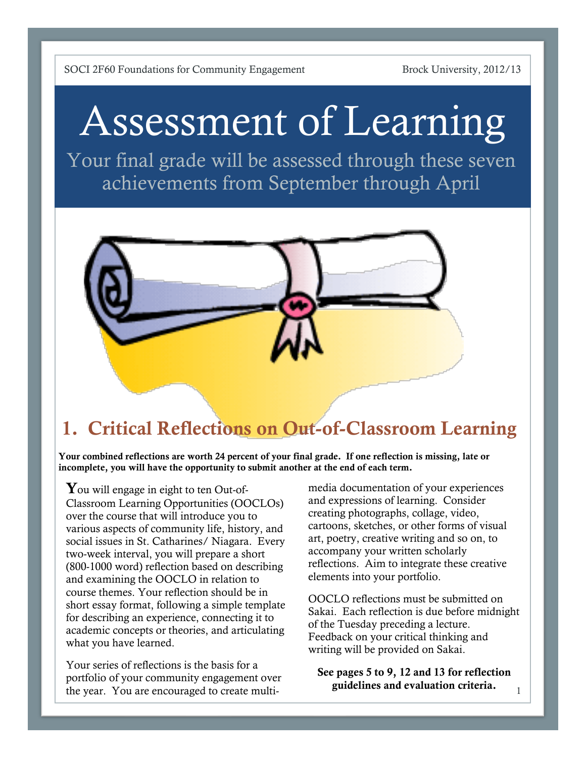# Assessment of Learning

Your final grade will be assessed through these seven achievements from September through April

## 1. Critical Reflections on Out-of-Classroom Learning

**Your combined reflections are worth 24 percent of your final grade. If one reflection is missing, late or incomplete, you will have the opportunity to submit another at the end of each term.**

You will engage in eight to ten Out-of-Classroom Learning Opportunities (OOCLOs) over the course that will introduce you to various aspects of community life, history, and social issues in St. Catharines/ Niagara. Every two-week interval, you will prepare a short (800-1000 word) reflection based on describing and examining the OOCLO in relation to course themes. Your reflection should be in short essay format, following a simple template for describing an experience, connecting it to academic concepts or theories, and articulating what you have learned.

Your series of reflections is the basis for a portfolio of your community engagement over the year. You are encouraged to create multi-media documentation of your experiences and expressions of learning. Consider creating photographs, collage, video, cartoons, sketches, or other forms of visual art, poetry, creative writing and so on, to accompany your written scholarly reflections. Aim to integrate these creative elements into your portfolio.

OOCLO reflections must be submitted on Sakai. Each reflection is due before midnight of the Tuesday preceding a lecture. Feedback on your critical thinking and writing will be provided on Sakai.

**See pages 5 to 9, 12 and 13 for reflection guidelines and evaluation criteria.**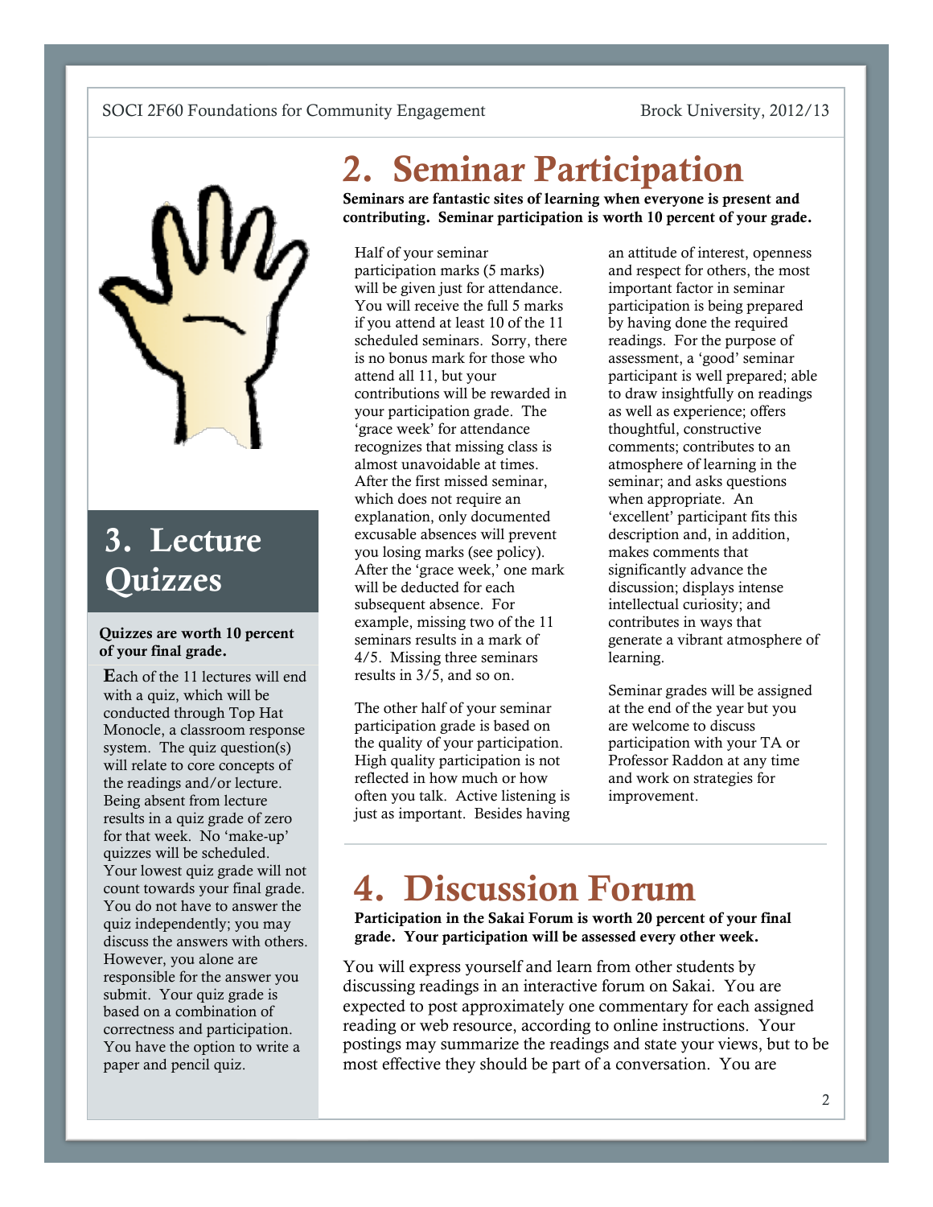## 2. Seminar Participation

**Seminars are fantastic sites of learning when everyone is present and contributing. Seminar participation is worth 10 percent of your grade.**

Half of your seminar participation marks (5 marks) will be given just for attendance. You will receive the full 5 marks if you attend at least 10 of the 11 scheduled seminars. Sorry, there is no bonus mark for those who attend all 11, but your contributions will be rewarded in your participation grade. The 'grace week' for attendance recognizes that missing class is almost unavoidable at times. After the first missed seminar, which does not require an explanation, only documented excusable absences will prevent you losing marks (see policy). After the 'grace week,' one mark will be deducted for each subsequent absence. For example, missing two of the 11 seminars results in a mark of 4/5. Missing three seminars results in 3/5, and so on.

The other half of your seminar participation grade is based on the quality of your participation. High quality participation is not reflected in how much or how often you talk. Active listening is just as important. Besides having an attitude of interest, openness and respect for others, the most important factor in seminar participation is being prepared by having done the required readings. For the purpose of assessment, a 'good' seminar participant is well prepared; able to draw insightfully on readings as well as experience; offers thoughtful, constructive comments; contributes to an atmosphere of learning in the seminar; and asks questions when appropriate. An 'excellent' participant fits this description and, in addition, makes comments that significantly advance the discussion; displays intense intellectual curiosity; and contributes in ways that generate a vibrant atmosphere of learning.

Seminar grades will be assigned at the end of the year but you are welcome to discuss participation with your TA or Professor Raddon at any time and work on strategies for improvement.

## 3. Lecture Quizzes

**Quizzes are worth 10 percent of your final grade.**

Each of the 11 lectures will end with a quiz, which will be conducted through Top Hat Monocle, a classroom response system. The quiz question(s) will relate to core concepts of the readings and/or lecture. Being absent from lecture results in a quiz grade of zero for that week. No 'make-up' quizzes will be scheduled. Your lowest quiz grade will not count towards your final grade. You do not have to answer the quiz independently; you may discuss the answers with others. However, you alone are responsible for the answer you submit. Your quiz grade is based on a combination of correctness and participation. You have the option to write a paper and pencil quiz.

## 4. Discussion Forum

**Participation in the Sakai Forum is worth 20 percent of your final grade. Your participation will be assessed every other week.**

You will express yourself and learn from other students by discussing readings in an interactive forum on Sakai. You are expected to post approximately one commentary for each assigned reading or web resource, according to online instructions. Your postings may summarize the readings and state your views, but to be most effective they should be part of a conversation. You are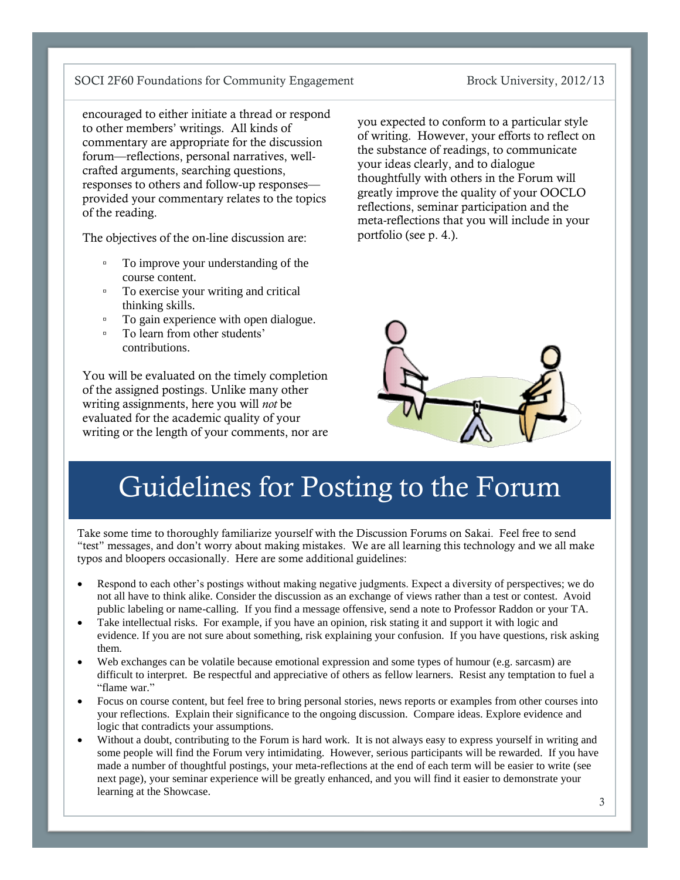encouraged to either initiate a thread or respond to other members' writings. All kinds of commentary are appropriate for the discussion forum—reflections, personal narratives, well-crafted arguments, searching questions, responses to others and follow-up responses—provided your commentary relates to the topics of the reading.

The objectives of the on-line discussion are:

- To improve your understanding of the course content.
- To exercise your writing and critical thinking skills.
- To gain experience with open dialogue.
- To learn from other students' contributions.

You will be evaluated on the timely completion of the assigned postings. Unlike many other writing assignments, here you will *not* be evaluated for the academic quality of your writing or the length of your comments, nor are you expected to conform to a particular style of writing. However, your efforts to reflect on the substance of readings, to communicate your ideas clearly, and to dialogue thoughtfully with others in the Forum will greatly improve the quality of your OOCLO reflections, seminar participation and the meta-reflections that you will include in your portfolio (see p. 4.).

# Guidelines for Posting to the Forum

Take some time to thoroughly familiarize yourself with the Discussion Forums on Sakai. Feel free to send "test" messages, and don't worry about making mistakes. We are all learning this technology and we all make typos and bloopers occasionally. Here are some additional guidelines:

- Respond to each other's postings without making negative judgments. Expect a diversity of perspectives; we do not all have to think alike. Consider the discussion as an exchange of views rather than a test or contest. Avoid public labeling or name-calling. If you find a message offensive, send a note to Professor Raddon or your TA.
- Take intellectual risks. For example, if you have an opinion, risk stating it and support it with logic and evidence. If you are not sure about something, risk explaining your confusion. If you have questions, risk asking them.
- Web exchanges can be volatile because emotional expression and some types of humour (e.g. sarcasm) are difficult to interpret. Be respectful and appreciative of others as fellow learners. Resist any temptation to fuel a "flame war."
- Focus on course content, but feel free to bring personal stories, news reports or examples from other courses into your reflections. Explain their significance to the ongoing discussion. Compare ideas. Explore evidence and logic that contradicts your assumptions.
- Without a doubt, contributing to the Forum is hard work. It is not always easy to express yourself in writing and some people will find the Forum very intimidating. However, serious participants will be rewarded. If you have made a number of thoughtful postings, your meta-reflections at the end of each term will be easier to write (see next page), your seminar experience will be greatly enhanced, and you will find it easier to demonstrate your learning at the Showcase.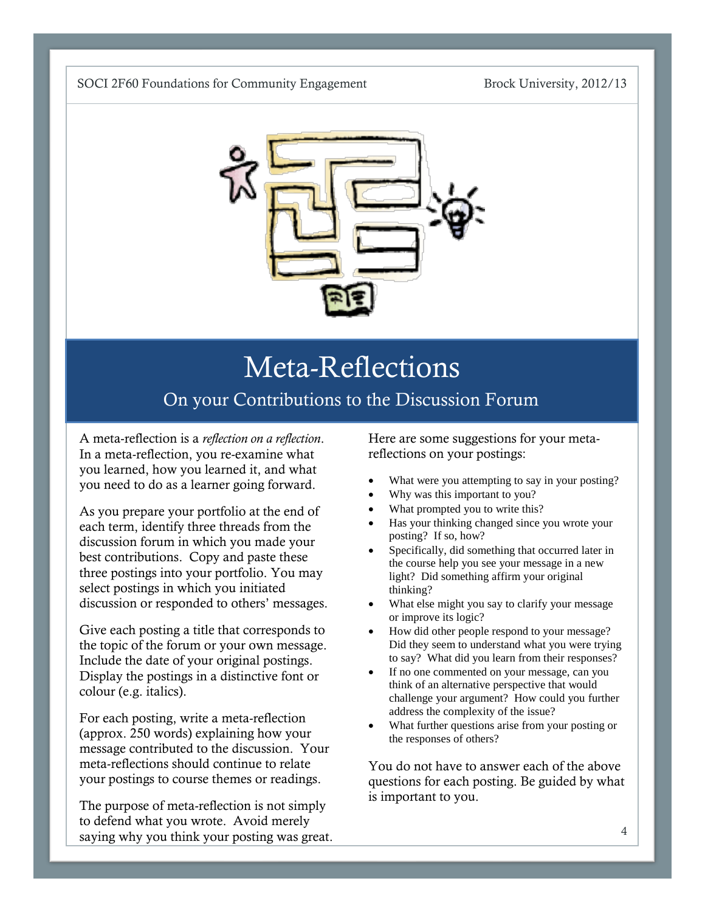# Meta-Reflections

## On your Contributions to the Discussion Forum

A meta-reflection is a *reflection on a reflection*. In a meta-reflection, you re-examine what you learned, how you learned it, and what you need to do as a learner going forward.

As you prepare your portfolio at the end of each term, identify three threads from the discussion forum in which you made your best contributions. Copy and paste these three postings into your portfolio. You may select postings in which you initiated discussion or responded to others' messages.

Give each posting a title that corresponds to the topic of the forum or your own message. Include the date of your original postings. Display the postings in a distinctive font or colour (e.g. italics).

For each posting, write a meta-reflection (approx. 250 words) explaining how your message contributed to the discussion. Your meta-reflections should continue to relate your postings to course themes or readings.

The purpose of meta-reflection is not simply to defend what you wrote. Avoid merely saying why you think your posting was great.

Here are some suggestions for your meta-reflections on your postings:

- What were you attempting to say in your posting?
- Why was this important to you?
- What prompted you to write this?
- Has your thinking changed since you wrote your posting? If so, how?
- Specifically, did something that occurred later in the course help you see your message in a new light? Did something affirm your original thinking?
- What else might you say to clarify your message or improve its logic?
- How did other people respond to your message? Did they seem to understand what you were trying to say? What did you learn from their responses?
- If no one commented on your message, can you think of an alternative perspective that would challenge your argument? How could you further address the complexity of the issue?
- What further questions arise from your posting or the responses of others?

You do not have to answer each of the above questions for each posting. Be guided by what is important to you.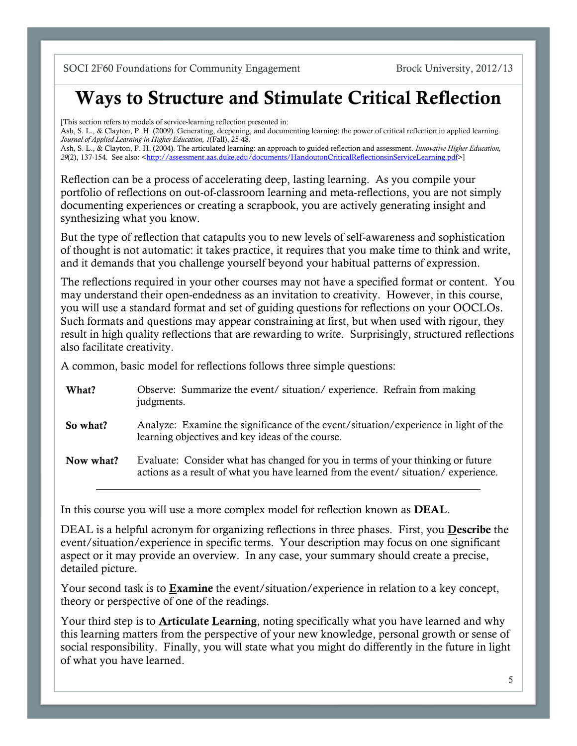# Ways to Structure and Stimulate Critical Reflection

[This section refers to models of service-learning reflection presented in:
Ash, S. L., & Clayton, P. H. (2009). Generating, deepening, and documenting learning: the power of critical reflection in applied learning. *Journal of Applied Learning in Higher Education, 1*(Fall), 25-48.
Ash, S. L., & Clayton, P. H. (2004). The articulated learning: an approach to guided reflection and assessment. *Innovative Higher Education, 29*(2), 137-154. See also: <http://assessment.aas.duke.edu/documents/HandoutonCriticalReflectionsinServiceLearning.pdf>]

Reflection can be a process of accelerating deep, lasting learning. As you compile your portfolio of reflections on out-of-classroom learning and meta-reflections, you are not simply documenting experiences or creating a scrapbook, you are actively generating insight and synthesizing what you know.

But the type of reflection that catapults you to new levels of self-awareness and sophistication of thought is not automatic: it takes practice, it requires that you make time to think and write, and it demands that you challenge yourself beyond your habitual patterns of expression.

The reflections required in your other courses may not have a specified format or content. You may understand their open-endedness as an invitation to creativity. However, in this course, you will use a standard format and set of guiding questions for reflections on your OOCLOs. Such formats and questions may appear constraining at first, but when used with rigour, they result in high quality reflections that are rewarding to write. Surprisingly, structured reflections also facilitate creativity.

A common, basic model for reflections follows three simple questions:

| | |
|---|---|
| **What?** | Observe: Summarize the event/ situation/ experience. Refrain from making judgments. |
| **So what?** | Analyze: Examine the significance of the event/situation/experience in light of the learning objectives and key ideas of the course. |
| **Now what?** | Evaluate: Consider what has changed for you in terms of your thinking or future actions as a result of what you have learned from the event/ situation/ experience. |

---

In this course you will use a more complex model for reflection known as **DEAL**.

DEAL is a helpful acronym for organizing reflections in three phases. First, you **Describe** the event/situation/experience in specific terms. Your description may focus on one significant aspect or it may provide an overview. In any case, your summary should create a precise, detailed picture.

Your second task is to **Examine** the event/situation/experience in relation to a key concept, theory or perspective of one of the readings.

Your third step is to **Articulate Learning**, noting specifically what you have learned and why this learning matters from the perspective of your new knowledge, personal growth or sense of social responsibility. Finally, you will state what you might do differently in the future in light of what you have learned.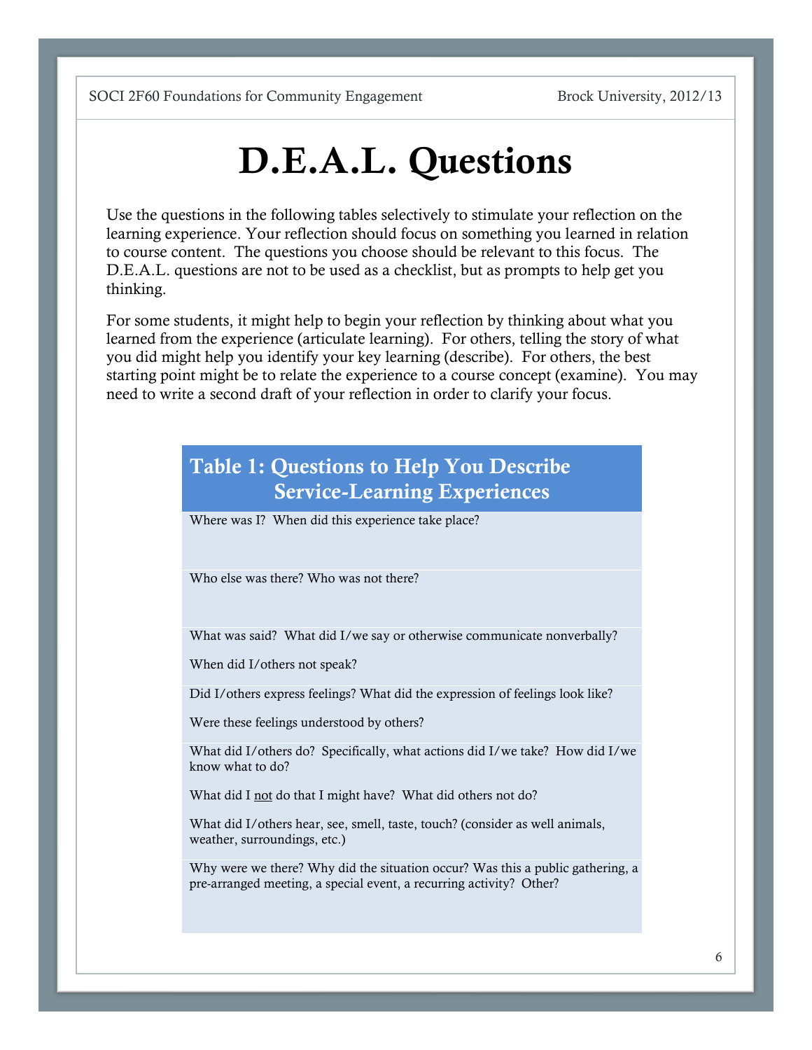# D.E.A.L. Questions

Use the questions in the following tables selectively to stimulate your reflection on the learning experience. Your reflection should focus on something you learned in relation to course content. The questions you choose should be relevant to this focus. The D.E.A.L. questions are not to be used as a checklist, but as prompts to help get you thinking.

For some students, it might help to begin your reflection by thinking about what you learned from the experience (articulate learning). For others, telling the story of what you did might help you identify your key learning (describe). For others, the best starting point might be to relate the experience to a course concept (examine). You may need to write a second draft of your reflection in order to clarify your focus.

| Table 1: Questions to Help You Describe Service-Learning Experiences |
|---|
| Where was I? When did this experience take place? |
| Who else was there? Who was not there? |
| What was said? What did I/we say or otherwise communicate nonverbally?<br><br>When did I/others not speak? |
| Did I/others express feelings? What did the expression of feelings look like?<br><br>Were these feelings understood by others? |
| What did I/others do? Specifically, what actions did I/we take? How did I/we know what to do?<br><br>What did I <u>not</u> do that I might have? What did others not do?<br><br>What did I/others hear, see, smell, taste, touch? (consider as well animals, weather, surroundings, etc.) |
| Why were we there? Why did the situation occur? Was this a public gathering, a pre-arranged meeting, a special event, a recurring activity? Other? |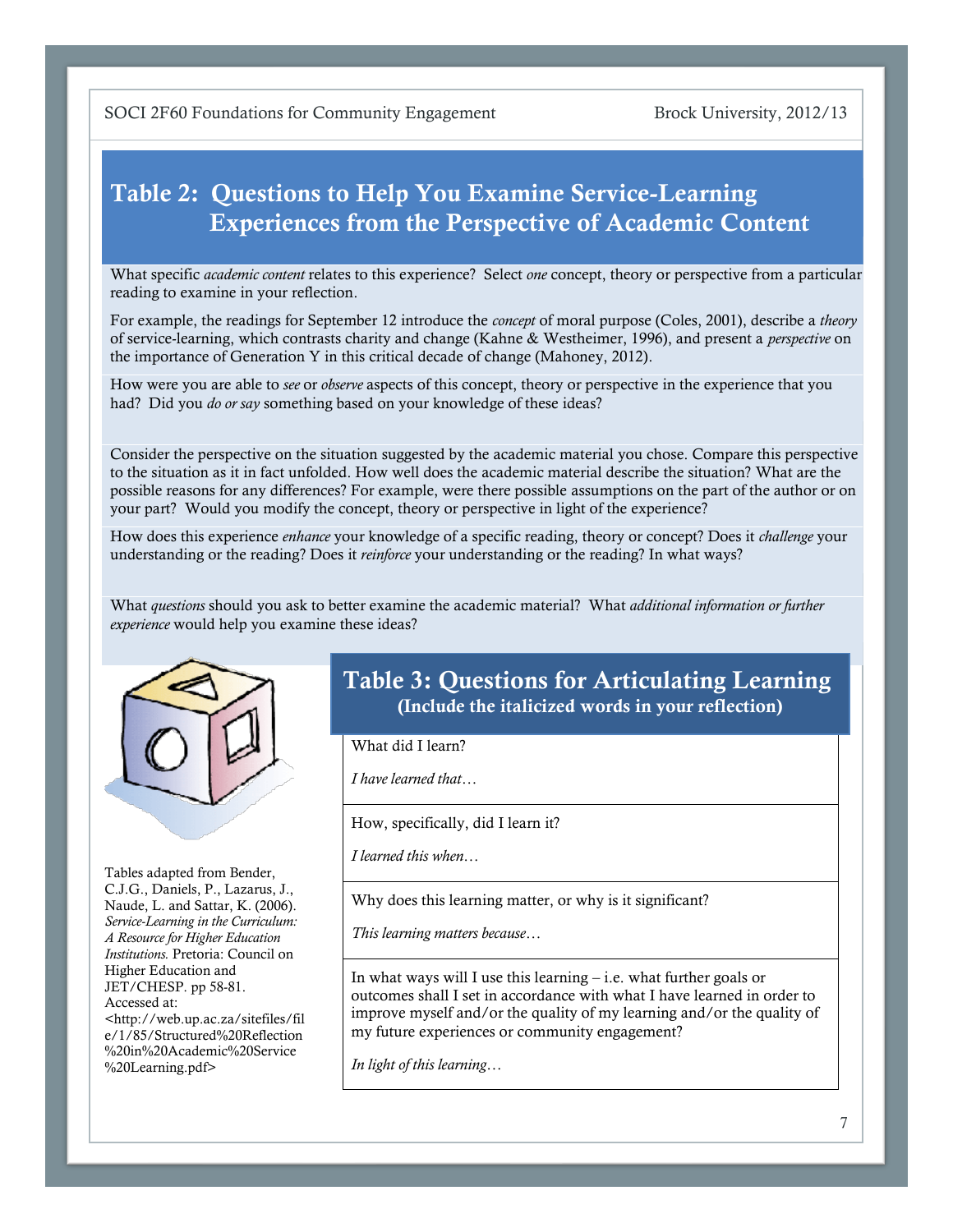## Table 2: Questions to Help You Examine Service-Learning Experiences from the Perspective of Academic Content

What specific *academic content* relates to this experience? Select *one* concept, theory or perspective from a particular reading to examine in your reflection.

For example, the readings for September 12 introduce the *concept* of moral purpose (Coles, 2001), describe a *theory* of service-learning, which contrasts charity and change (Kahne & Westheimer, 1996), and present a *perspective* on the importance of Generation Y in this critical decade of change (Mahoney, 2012).

How were you are able to *see* or *observe* aspects of this concept, theory or perspective in the experience that you had? Did you *do or say* something based on your knowledge of these ideas?

Consider the perspective on the situation suggested by the academic material you chose. Compare this perspective to the situation as it in fact unfolded. How well does the academic material describe the situation? What are the possible reasons for any differences? For example, were there possible assumptions on the part of the author or on your part? Would you modify the concept, theory or perspective in light of the experience?

How does this experience *enhance* your knowledge of a specific reading, theory or concept? Does it *challenge* your understanding or the reading? Does it *reinforce* your understanding or the reading? In what ways?

What *questions* should you ask to better examine the academic material? What *additional information or further experience* would help you examine these ideas?

## Table 3: Questions for Articulating Learning

**(Include the italicized words in your reflection)**

| |
|---|
| What did I learn?<br><br>*I have learned that…* |
| How, specifically, did I learn it?<br><br>*I learned this when…* |
| Why does this learning matter, or why is it significant?<br><br>*This learning matters because…* |
| In what ways will I use this learning – i.e. what further goals or outcomes shall I set in accordance with what I have learned in order to improve myself and/or the quality of my learning and/or the quality of my future experiences or community engagement?<br><br>*In light of this learning…* |

Tables adapted from Bender, C.J.G., Daniels, P., Lazarus, J., Naude, L. and Sattar, K. (2006). *Service-Learning in the Curriculum: A Resource for Higher Education Institutions.* Pretoria: Council on Higher Education and JET/CHESP. pp 58-81. Accessed at: <http://web.up.ac.za/sitefiles/file/1/85/Structured%20Reflection%20in%20Academic%20Service%20Learning.pdf>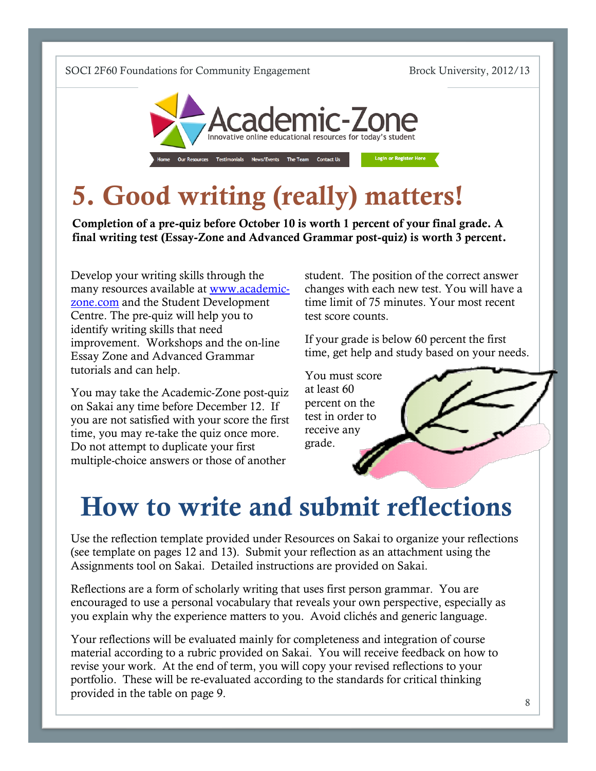# 5. Good writing (really) matters!

**Completion of a pre-quiz before October 10 is worth 1 percent of your final grade. A final writing test (Essay-Zone and Advanced Grammar post-quiz) is worth 3 percent.**

Develop your writing skills through the many resources available at [www.academic-zone.com](http://www.academic-zone.com) and the Student Development Centre. The pre-quiz will help you to identify writing skills that need improvement. Workshops and the on-line Essay Zone and Advanced Grammar tutorials and can help.

You may take the Academic-Zone post-quiz on Sakai any time before December 12. If you are not satisfied with your score the first time, you may re-take the quiz once more. Do not attempt to duplicate your first multiple-choice answers or those of another student. The position of the correct answer changes with each new test. You will have a time limit of 75 minutes. Your most recent test score counts.

If your grade is below 60 percent the first time, get help and study based on your needs.

You must score at least 60 percent on the test in order to receive any grade.

# How to write and submit reflections

Use the reflection template provided under Resources on Sakai to organize your reflections (see template on pages 12 and 13). Submit your reflection as an attachment using the Assignments tool on Sakai. Detailed instructions are provided on Sakai.

Reflections are a form of scholarly writing that uses first person grammar. You are encouraged to use a personal vocabulary that reveals your own perspective, especially as you explain why the experience matters to you. Avoid clichés and generic language.

Your reflections will be evaluated mainly for completeness and integration of course material according to a rubric provided on Sakai. You will receive feedback on how to revise your work. At the end of term, you will copy your revised reflections to your portfolio. These will be re-evaluated according to the standards for critical thinking provided in the table on page 9.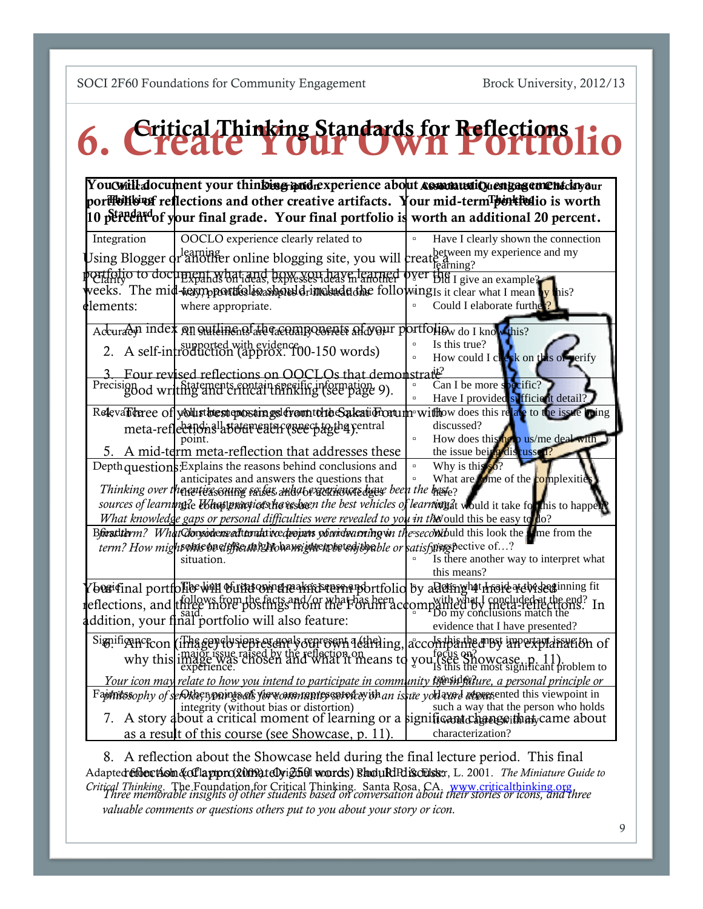# 6. Create Your Own Portfolio

**You will document your thinking and experience about community engagement in a portfolio of reflections and other creative artifacts. Your mid-term portfolio is worth 10 percent of your final grade. Your final portfolio is worth an additional 20 percent.**

Using Blogger or another online blogging site, you will create a portfolio to document what and how you have learned over the weeks. The mid-term portfolio should include the following elements:

1. An index or outline of the components of your portfolio
2. A self-introduction (approx. 100-150 words)
3. Four revised reflections on OOCLOs that demonstrate good writing and critical thinking (see page 9).
4. Three of your best postings from the Sakai Forum with meta-reflections about each (see page 4).
5. A mid-term meta-reflection that addresses these questions:

*Thinking over the entire course so far, what experiences have been the best sources of learning? What practices have been the best vehicles of learning? What knowledge gaps or personal difficulties were revealed to you in the first term? What do you need to do to deepen your learning in the second term? How might some be difficult? How might it be enjoyable or satisfying?*

Your final portfolio will build on the mid-term portfolio by adding 4 more revised reflections, and three more postings from the Forum accompanied by meta-reflections. In addition, your final portfolio will also feature:

6. An icon (image) to represent your own learning, accompanied by an explanation of why this image was chosen and what it means to you (see Showcase, p. 11).

*Your icon may relate to how you intend to participate in community life in future, a personal principle or philosophy of service, your goals for community service, or an issue you care about.*

7. A story about a critical moment of learning or a significant change that came about as a result of this course (see Showcase, p. 11).
8. A reflection about the Showcase held during the final lecture period. This final reflection (of approx. 200-250 words) should discuss:

*Three memorable insights of other students based on conversation about their stories or icons, and three valuable comments or questions others put to you about your story or icon.*

## Critical Thinking Standards for Reflections

| Critical Thinking Standard | Description | Associated Questions to Check your Thinking |
|---|---|---|
| Integration | OOCLO experience clearly related to learning | ▫ Have I clearly shown the connection between my experience and my learning? |
| Clarity | Expands on ideas, expresses ideas in another way, provides examples or illustrations where appropriate. | ▫ Did I give an example? ▫ Is it clear what I mean by this? ▫ Could I elaborate further? |
| Accuracy | All statements are factually correct and/or supported with evidence | ▫ How do I know this? ▫ Is this true? ▫ How could I check on this or verify it? |
| Precision | Statements contain specific information. | ▫ Can I be more specific? ▫ Have I provided sufficient detail? |
| Relevance | All statements are relevant to the question at hand; all statements connect to the central point. | ▫ How does this relate to the issue being discussed? ▫ How does this help us/me deal with the issue being discussed? |
| Depth | Explains the reasons behind conclusions and anticipates and answers the questions that the reasoning raises and/or acknowledges the complexity of the issue. | ▫ Why is this so? ▫ What are some of the complexities here? ▫ What would it take for this to happen? ▫ Would this be easy to do? |
| Breadth | Considers alternative points of view or how someone else might have interpreted the situation. | ▫ Would this look the same from the perspective of…? ▫ Is there another way to interpret what this means? |
| Logic | The line of reasoning makes sense and follows from the facts and/or what has been said. | ▫ Does what I said at the beginning fit with what I concluded at the end? ▫ Do my conclusions match the evidence that I have presented? |
| Significance | The conclusions or goals represent a (the) major issue raised by the reflection on experience. | ▫ Is this the most important issue to focus on? ▫ Is this the most significant problem to consider? |
| Fairness | Other points of view are represented with integrity (without bias or distortion) | ▫ Have I represented this viewpoint in such a way that the person who holds it would agree with my characterization? |

Adapted from Ash & Clayton (2009), derived from Paul, R. & Elder, L. 2001. *The Miniature Guide to Critical Thinking*. The Foundation for Critical Thinking. Santa Rosa, CA. www.criticalthinking.org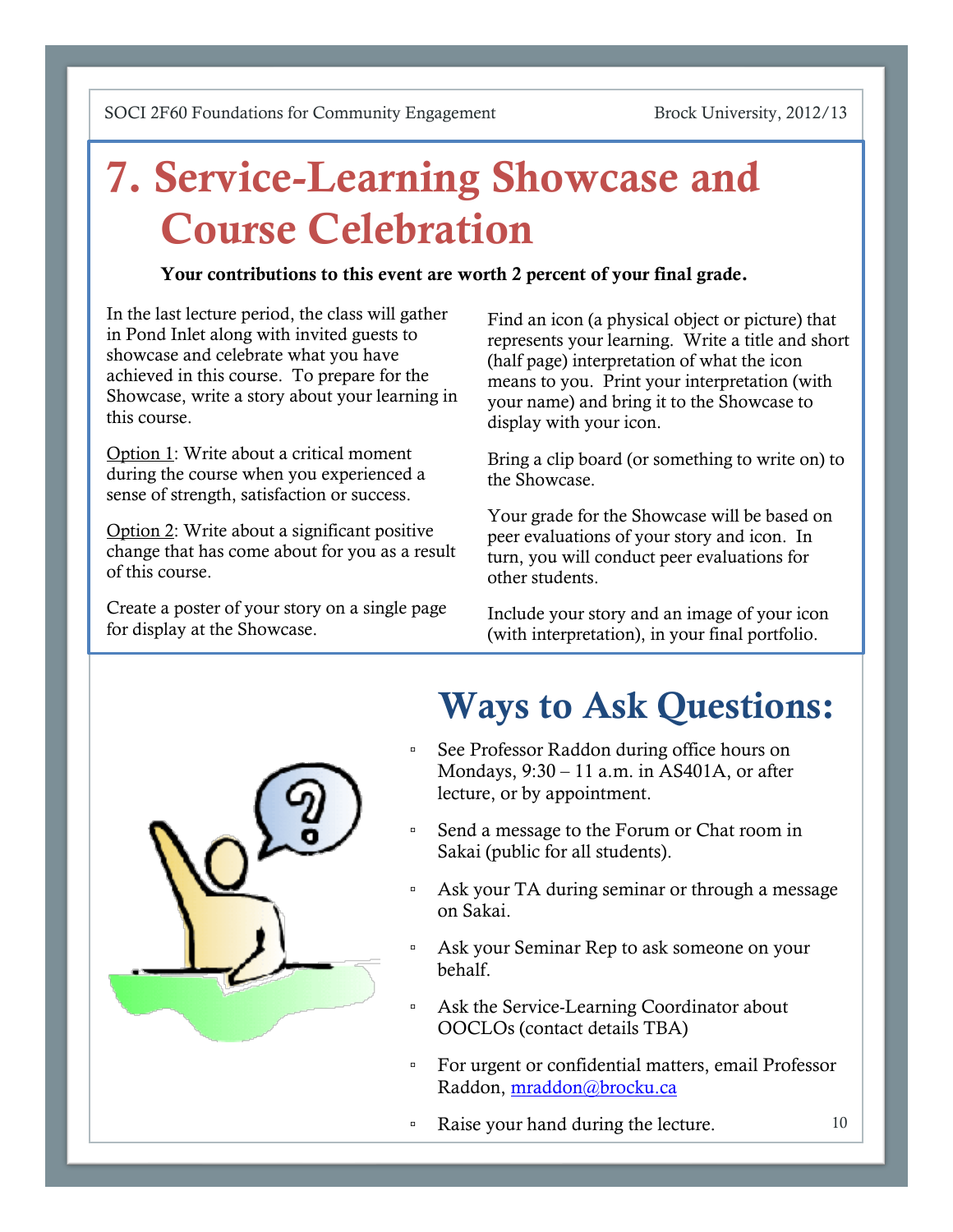# 7. Service-Learning Showcase and Course Celebration

**Your contributions to this event are worth 2 percent of your final grade.**

In the last lecture period, the class will gather in Pond Inlet along with invited guests to showcase and celebrate what you have achieved in this course. To prepare for the Showcase, write a story about your learning in this course.

Option 1: Write about a critical moment during the course when you experienced a sense of strength, satisfaction or success.

Option 2: Write about a significant positive change that has come about for you as a result of this course.

Create a poster of your story on a single page for display at the Showcase.

Find an icon (a physical object or picture) that represents your learning. Write a title and short (half page) interpretation of what the icon means to you. Print your interpretation (with your name) and bring it to the Showcase to display with your icon.

Bring a clip board (or something to write on) to the Showcase.

Your grade for the Showcase will be based on peer evaluations of your story and icon. In turn, you will conduct peer evaluations for other students.

Include your story and an image of your icon (with interpretation), in your final portfolio.

## Ways to Ask Questions:

- See Professor Raddon during office hours on Mondays, 9:30 – 11 a.m. in AS401A, or after lecture, or by appointment.
- Send a message to the Forum or Chat room in Sakai (public for all students).
- Ask your TA during seminar or through a message on Sakai.
- Ask your Seminar Rep to ask someone on your behalf.
- Ask the Service-Learning Coordinator about OOCLOs (contact details TBA)
- For urgent or confidential matters, email Professor Raddon, mraddon@brocku.ca
- Raise your hand during the lecture.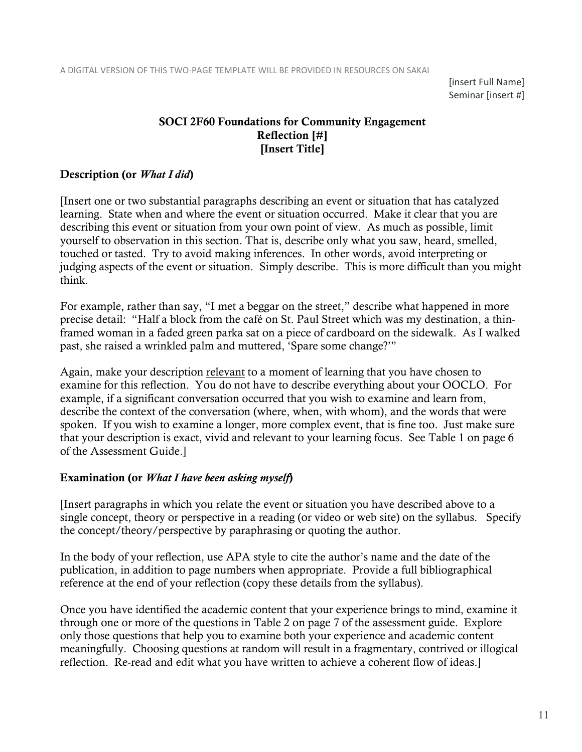A DIGITAL VERSION OF THIS TWO-PAGE TEMPLATE WILL BE PROVIDED IN RESOURCES ON SAKAI

[insert Full Name]
Seminar [insert #]

**SOCI 2F60 Foundations for Community Engagement**
**Reflection [#]**
**[Insert Title]**

## Description (or *What I did*)

[Insert one or two substantial paragraphs describing an event or situation that has catalyzed learning. State when and where the event or situation occurred. Make it clear that you are describing this event or situation from your own point of view. As much as possible, limit yourself to observation in this section. That is, describe only what you saw, heard, smelled, touched or tasted. Try to avoid making inferences. In other words, avoid interpreting or judging aspects of the event or situation. Simply describe. This is more difficult than you might think.

For example, rather than say, "I met a beggar on the street," describe what happened in more precise detail: "Half a block from the café on St. Paul Street which was my destination, a thin-framed woman in a faded green parka sat on a piece of cardboard on the sidewalk. As I walked past, she raised a wrinkled palm and muttered, 'Spare some change?'"

Again, make your description <u>relevant</u> to a moment of learning that you have chosen to examine for this reflection. You do not have to describe everything about your OOCLO. For example, if a significant conversation occurred that you wish to examine and learn from, describe the context of the conversation (where, when, with whom), and the words that were spoken. If you wish to examine a longer, more complex event, that is fine too. Just make sure that your description is exact, vivid and relevant to your learning focus. See Table 1 on page 6 of the Assessment Guide.]

## Examination (or *What I have been asking myself*)

[Insert paragraphs in which you relate the event or situation you have described above to a single concept, theory or perspective in a reading (or video or web site) on the syllabus. Specify the concept/theory/perspective by paraphrasing or quoting the author.

In the body of your reflection, use APA style to cite the author's name and the date of the publication, in addition to page numbers when appropriate. Provide a full bibliographical reference at the end of your reflection (copy these details from the syllabus).

Once you have identified the academic content that your experience brings to mind, examine it through one or more of the questions in Table 2 on page 7 of the assessment guide. Explore only those questions that help you to examine both your experience and academic content meaningfully. Choosing questions at random will result in a fragmentary, contrived or illogical reflection. Re-read and edit what you have written to achieve a coherent flow of ideas.]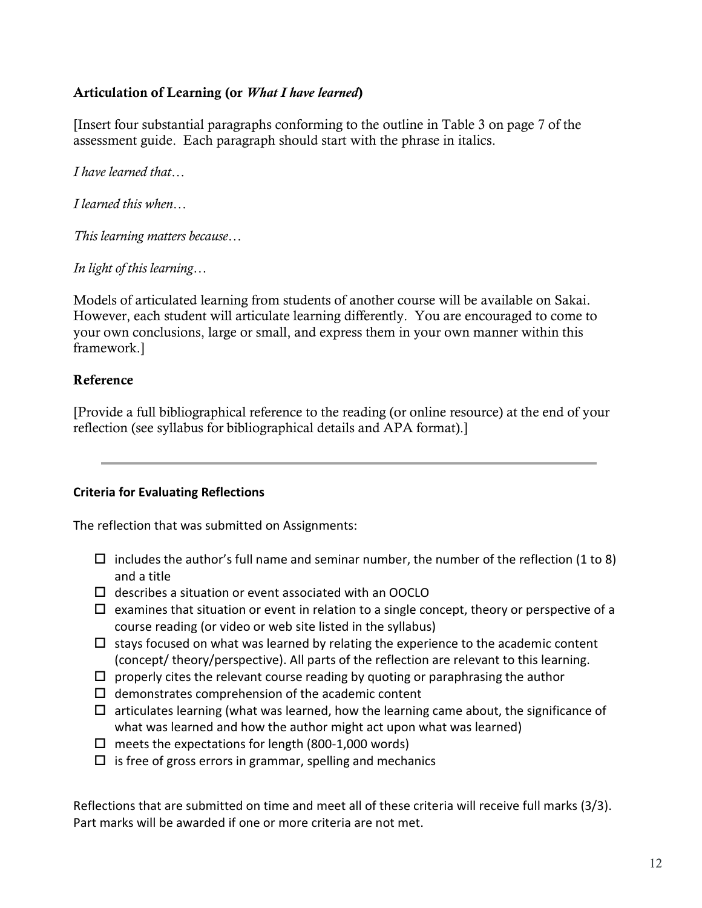## Articulation of Learning (or *What I have learned*)

[Insert four substantial paragraphs conforming to the outline in Table 3 on page 7 of the assessment guide. Each paragraph should start with the phrase in italics.

*I have learned that…*

*I learned this when…*

*This learning matters because…*

*In light of this learning…*

Models of articulated learning from students of another course will be available on Sakai. However, each student will articulate learning differently. You are encouraged to come to your own conclusions, large or small, and express them in your own manner within this framework.]

## Reference

[Provide a full bibliographical reference to the reading (or online resource) at the end of your reflection (see syllabus for bibliographical details and APA format).]

---

### Criteria for Evaluating Reflections

The reflection that was submitted on Assignments:

- ☐ includes the author's full name and seminar number, the number of the reflection (1 to 8) and a title
- ☐ describes a situation or event associated with an OOCLO
- ☐ examines that situation or event in relation to a single concept, theory or perspective of a course reading (or video or web site listed in the syllabus)
- ☐ stays focused on what was learned by relating the experience to the academic content (concept/ theory/perspective). All parts of the reflection are relevant to this learning.
- ☐ properly cites the relevant course reading by quoting or paraphrasing the author
- ☐ demonstrates comprehension of the academic content
- ☐ articulates learning (what was learned, how the learning came about, the significance of what was learned and how the author might act upon what was learned)
- ☐ meets the expectations for length (800-1,000 words)
- ☐ is free of gross errors in grammar, spelling and mechanics

Reflections that are submitted on time and meet all of these criteria will receive full marks (3/3). Part marks will be awarded if one or more criteria are not met.